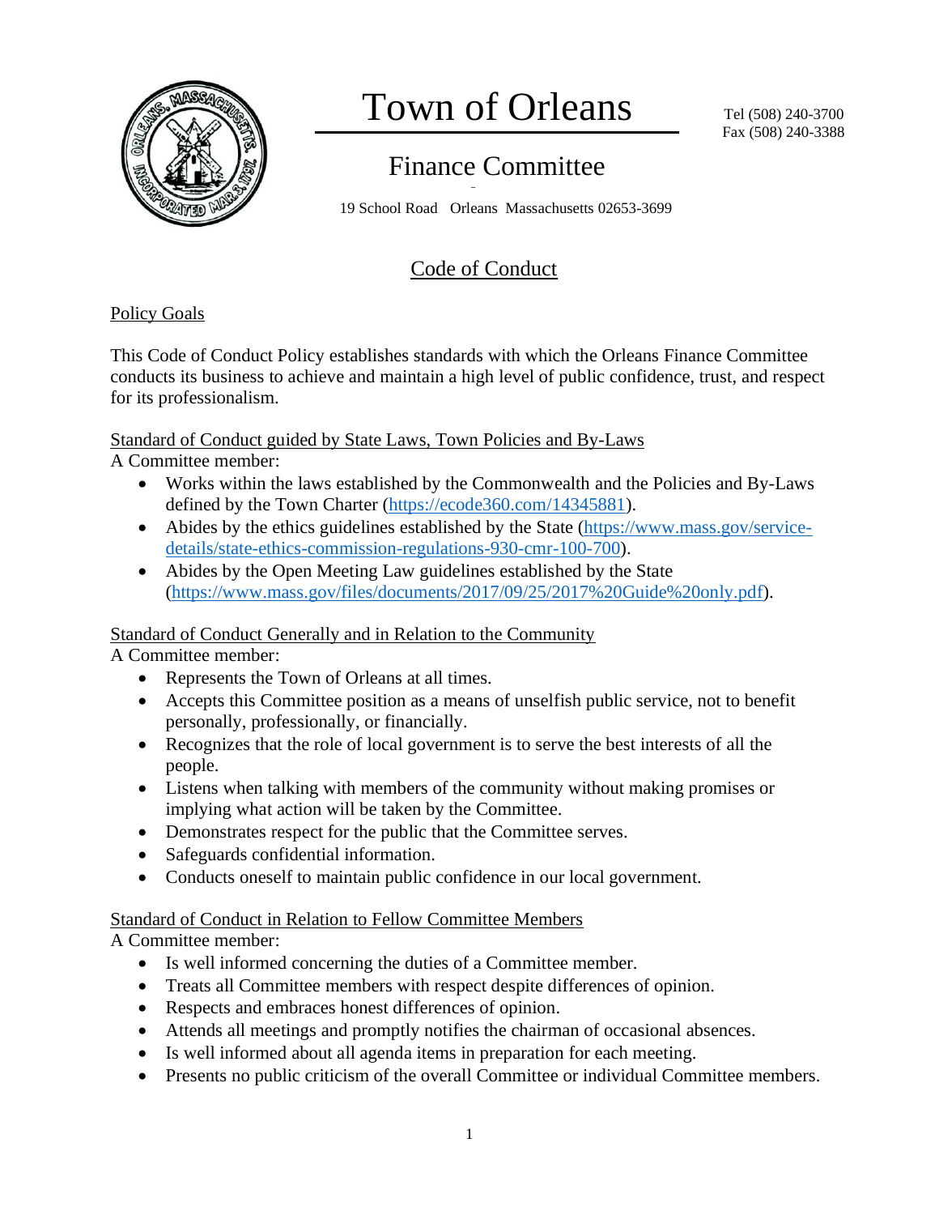# Town of Orleans

Tel (508) 240-3700
Fax (508) 240-3388

## Finance Committee

19 School Road Orleans Massachusetts 02653-3699

## Code of Conduct

### Policy Goals

This Code of Conduct Policy establishes standards with which the Orleans Finance Committee conducts its business to achieve and maintain a high level of public confidence, trust, and respect for its professionalism.

### Standard of Conduct guided by State Laws, Town Policies and By-Laws

A Committee member:

- Works within the laws established by the Commonwealth and the Policies and By-Laws defined by the Town Charter (https://ecode360.com/14345881).
- Abides by the ethics guidelines established by the State (https://www.mass.gov/service-details/state-ethics-commission-regulations-930-cmr-100-700).
- Abides by the Open Meeting Law guidelines established by the State (https://www.mass.gov/files/documents/2017/09/25/2017%20Guide%20only.pdf).

### Standard of Conduct Generally and in Relation to the Community

A Committee member:

- Represents the Town of Orleans at all times.
- Accepts this Committee position as a means of unselfish public service, not to benefit personally, professionally, or financially.
- Recognizes that the role of local government is to serve the best interests of all the people.
- Listens when talking with members of the community without making promises or implying what action will be taken by the Committee.
- Demonstrates respect for the public that the Committee serves.
- Safeguards confidential information.
- Conducts oneself to maintain public confidence in our local government.

### Standard of Conduct in Relation to Fellow Committee Members

A Committee member:

- Is well informed concerning the duties of a Committee member.
- Treats all Committee members with respect despite differences of opinion.
- Respects and embraces honest differences of opinion.
- Attends all meetings and promptly notifies the chairman of occasional absences.
- Is well informed about all agenda items in preparation for each meeting.
- Presents no public criticism of the overall Committee or individual Committee members.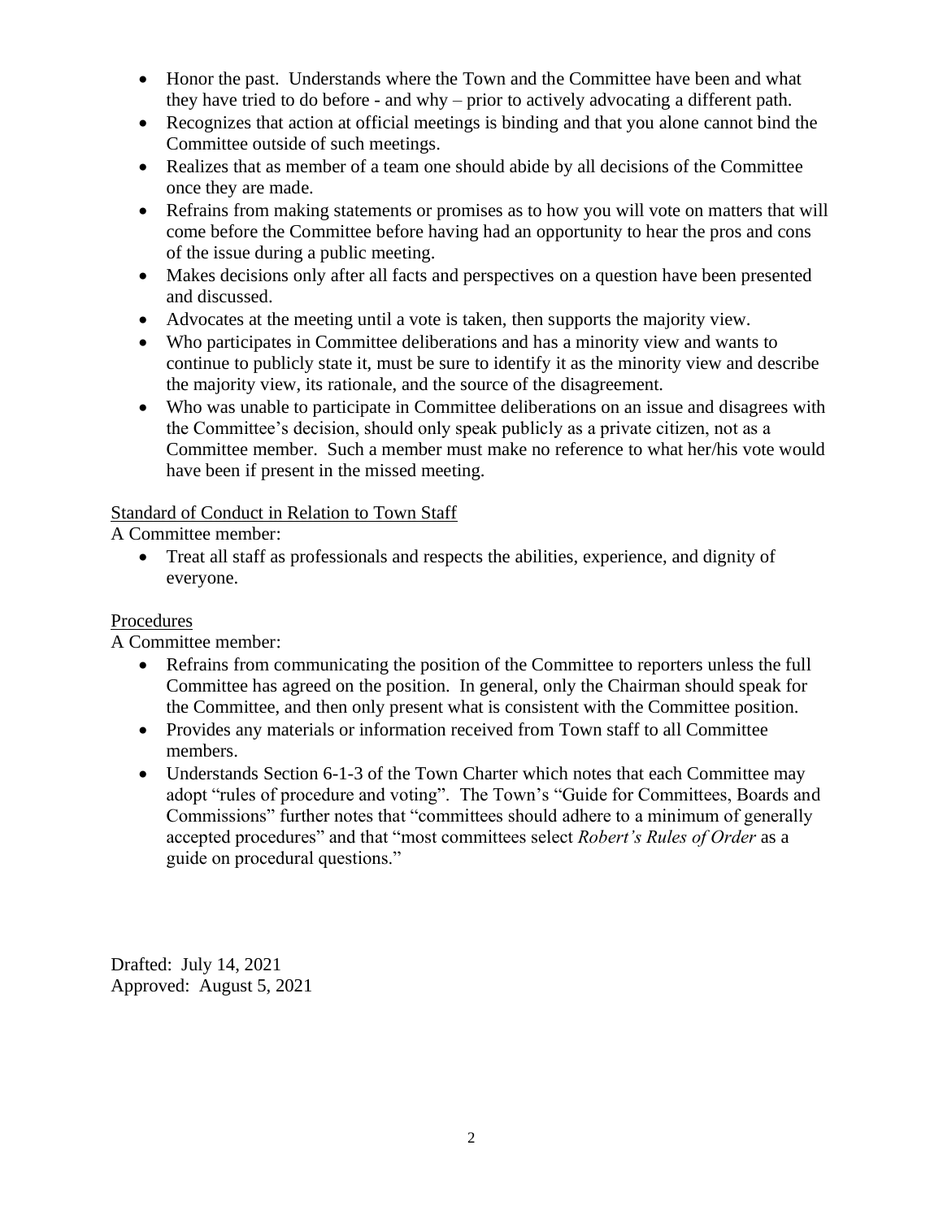- Honor the past. Understands where the Town and the Committee have been and what they have tried to do before - and why – prior to actively advocating a different path.
- Recognizes that action at official meetings is binding and that you alone cannot bind the Committee outside of such meetings.
- Realizes that as member of a team one should abide by all decisions of the Committee once they are made.
- Refrains from making statements or promises as to how you will vote on matters that will come before the Committee before having had an opportunity to hear the pros and cons of the issue during a public meeting.
- Makes decisions only after all facts and perspectives on a question have been presented and discussed.
- Advocates at the meeting until a vote is taken, then supports the majority view.
- Who participates in Committee deliberations and has a minority view and wants to continue to publicly state it, must be sure to identify it as the minority view and describe the majority view, its rationale, and the source of the disagreement.
- Who was unable to participate in Committee deliberations on an issue and disagrees with the Committee's decision, should only speak publicly as a private citizen, not as a Committee member. Such a member must make no reference to what her/his vote would have been if present in the missed meeting.

<u>Standard of Conduct in Relation to Town Staff</u>

A Committee member:

- Treat all staff as professionals and respects the abilities, experience, and dignity of everyone.

<u>Procedures</u>

A Committee member:

- Refrains from communicating the position of the Committee to reporters unless the full Committee has agreed on the position. In general, only the Chairman should speak for the Committee, and then only present what is consistent with the Committee position.
- Provides any materials or information received from Town staff to all Committee members.
- Understands Section 6-1-3 of the Town Charter which notes that each Committee may adopt "rules of procedure and voting". The Town's "Guide for Committees, Boards and Commissions" further notes that "committees should adhere to a minimum of generally accepted procedures" and that "most committees select *Robert's Rules of Order* as a guide on procedural questions."

Drafted: July 14, 2021
Approved: August 5, 2021